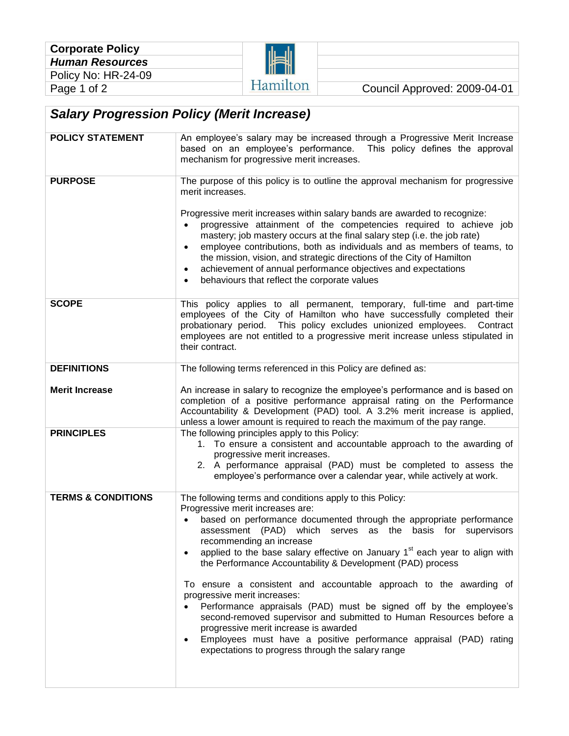| **Corporate Policy** | |
|---|---|
| ***Human Resources*** | |
| Policy No: HR-24-09 | |
| | Council Approved: 2009-04-01 |

# *Salary Progression Policy (Merit Increase)*

| | |
|---|---|
| **POLICY STATEMENT** | An employee's salary may be increased through a Progressive Merit Increase based on an employee's performance. This policy defines the approval mechanism for progressive merit increases. |
| **PURPOSE** | The purpose of this policy is to outline the approval mechanism for progressive merit increases.<br><br>Progressive merit increases within salary bands are awarded to recognize:<br>• progressive attainment of the competencies required to achieve job mastery; job mastery occurs at the final salary step (i.e. the job rate)<br>• employee contributions, both as individuals and as members of teams, to the mission, vision, and strategic directions of the City of Hamilton<br>• achievement of annual performance objectives and expectations<br>• behaviours that reflect the corporate values |
| **SCOPE** | This policy applies to all permanent, temporary, full-time and part-time employees of the City of Hamilton who have successfully completed their probationary period. This policy excludes unionized employees. Contract employees are not entitled to a progressive merit increase unless stipulated in their contract. |
| **DEFINITIONS** | The following terms referenced in this Policy are defined as: |
| **Merit Increase** | An increase in salary to recognize the employee's performance and is based on completion of a positive performance appraisal rating on the Performance Accountability & Development (PAD) tool. A 3.2% merit increase is applied, unless a lower amount is required to reach the maximum of the pay range. |
| **PRINCIPLES** | The following principles apply to this Policy:<br>1. To ensure a consistent and accountable approach to the awarding of progressive merit increases.<br>2. A performance appraisal (PAD) must be completed to assess the employee's performance over a calendar year, while actively at work. |
| **TERMS & CONDITIONS** | The following terms and conditions apply to this Policy:<br>Progressive merit increases are:<br>• based on performance documented through the appropriate performance assessment (PAD) which serves as the basis for supervisors recommending an increase<br>• applied to the base salary effective on January 1st each year to align with the Performance Accountability & Development (PAD) process<br><br>To ensure a consistent and accountable approach to the awarding of progressive merit increases:<br>• Performance appraisals (PAD) must be signed off by the employee's second-removed supervisor and submitted to Human Resources before a progressive merit increase is awarded<br>• Employees must have a positive performance appraisal (PAD) rating expectations to progress through the salary range |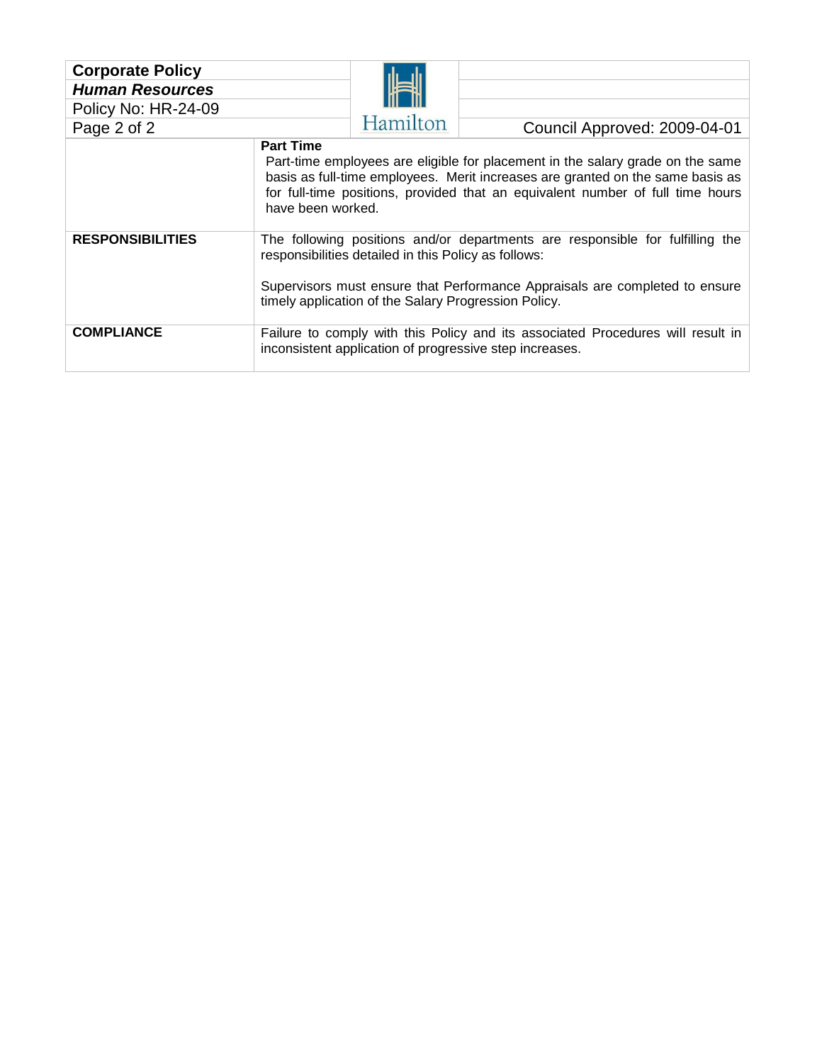| | |
|---|---|
| | **Part Time**<br>Part-time employees are eligible for placement in the salary grade on the same basis as full-time employees. Merit increases are granted on the same basis as for full-time positions, provided that an equivalent number of full time hours have been worked. |
| **RESPONSIBILITIES** | The following positions and/or departments are responsible for fulfilling the responsibilities detailed in this Policy as follows:<br><br>Supervisors must ensure that Performance Appraisals are completed to ensure timely application of the Salary Progression Policy. |
| **COMPLIANCE** | Failure to comply with this Policy and its associated Procedures will result in inconsistent application of progressive step increases. |